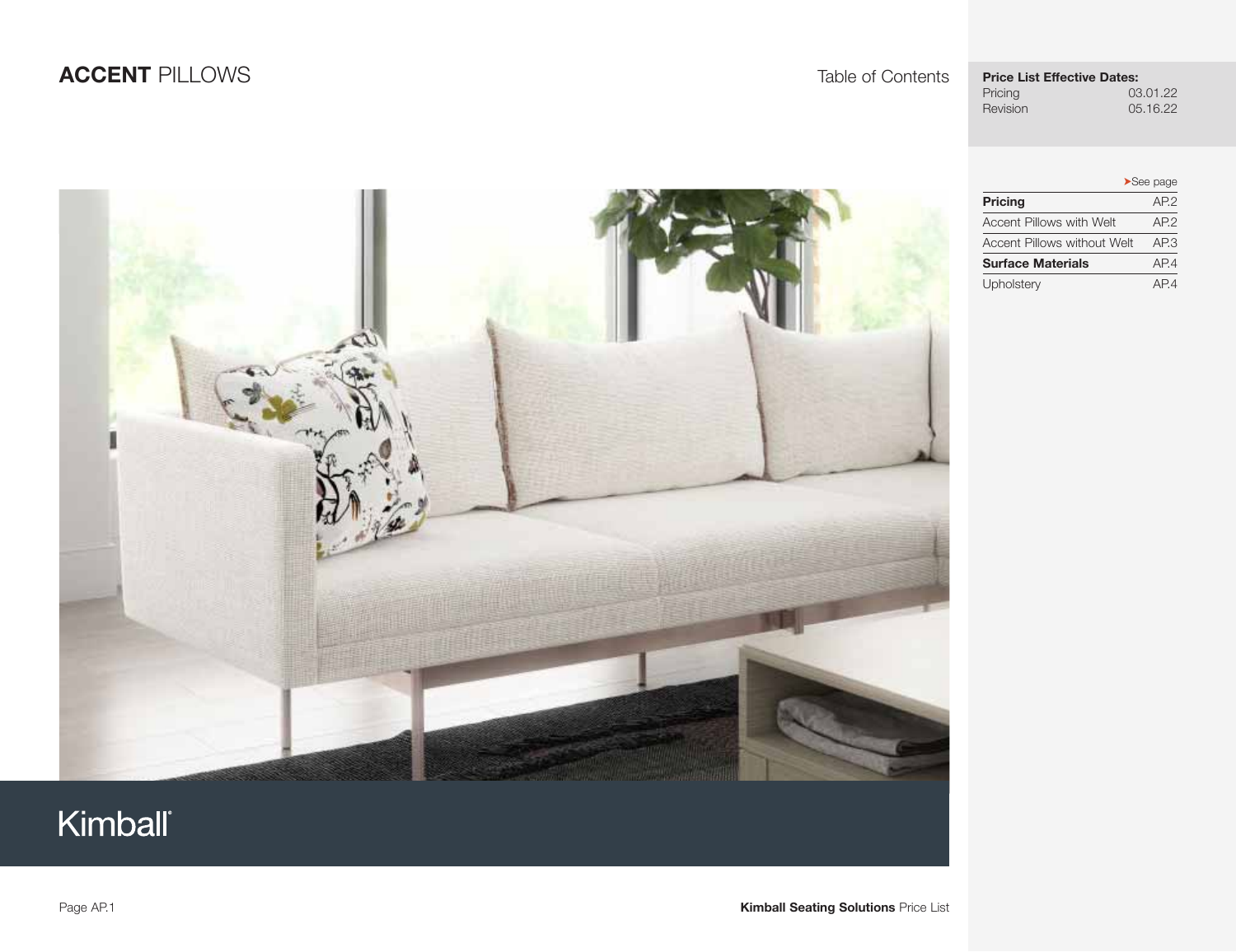# **ACCENT** PILLOWS

Table of Contents

**Price List Effective Dates:**

| | |
|---|---|
| Pricing | 03.01.22 |
| Revision | 05.16.22 |

| | ➤See page |
|---|---|
| **Pricing** | AP.2 |
| Accent Pillows with Welt | AP.2 |
| Accent Pillows without Welt | AP.3 |
| **Surface Materials** | AP.4 |
| Upholstery | AP.4 |

Kimball®

**Kimball Seating Solutions** Price List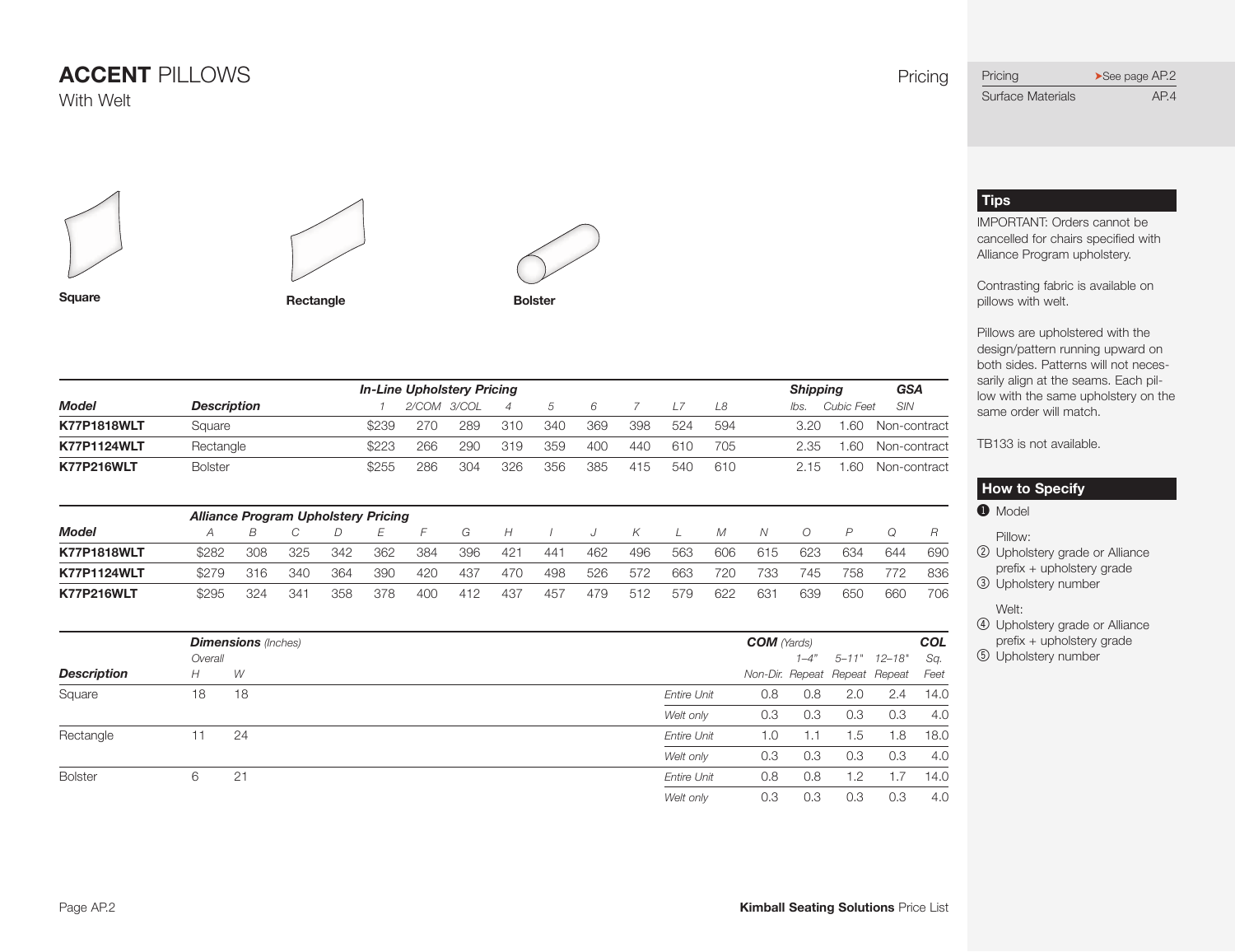# **ACCENT** PILLOWS

With Welt

Pricing

| Pricing | ➤See page AP.2 |
|---|---|
| Surface Materials | AP.4 |

**Square** **Rectangle** **Bolster**

| **Model** | **Description** | ***In-Line Upholstery Pricing*** 1 | 2/COM | 3/COL | 4 | 5 | 6 | 7 | L7 | L8 | ***Shipping*** lbs. | Cubic Feet | ***GSA*** SIN |
|---|---|---|---|---|---|---|---|---|---|---|---|---|---|
| **K77P1818WLT** | Square | $239 | 270 | 289 | 310 | 340 | 369 | 398 | 524 | 594 | 3.20 | 1.60 | Non-contract |
| **K77P1124WLT** | Rectangle | $223 | 266 | 290 | 319 | 359 | 400 | 440 | 610 | 705 | 2.35 | 1.60 | Non-contract |
| **K77P216WLT** | Bolster | $255 | 286 | 304 | 326 | 356 | 385 | 415 | 540 | 610 | 2.15 | 1.60 | Non-contract |

| **Model** | ***Alliance Program Upholstery Pricing*** A | B | C | D | E | F | G | H | I | J | K | L | M | N | O | P | Q | R |
|---|---|---|---|---|---|---|---|---|---|---|---|---|---|---|---|---|---|---|
| **K77P1818WLT** | $282 | 308 | 325 | 342 | 362 | 384 | 396 | 421 | 441 | 462 | 496 | 563 | 606 | 615 | 623 | 634 | 644 | 690 |
| **K77P1124WLT** | $279 | 316 | 340 | 364 | 390 | 420 | 437 | 470 | 498 | 526 | 572 | 663 | 720 | 733 | 745 | 758 | 772 | 836 |
| **K77P216WLT** | $295 | 324 | 341 | 358 | 378 | 400 | 412 | 437 | 457 | 479 | 512 | 579 | 622 | 631 | 639 | 650 | 660 | 706 |

| **Description** | ***Dimensions*** *(Inches)* Overall H | W | | ***COM*** *(Yards)* Non-Dir. | 1–4" Repeat | 5–11" Repeat | 12–18" Repeat | ***COL*** Sq. Feet |
|---|---|---|---|---|---|---|---|---|
| Square | 18 | 18 | *Entire Unit* | 0.8 | 0.8 | 2.0 | 2.4 | 14.0 |
| | | | *Welt only* | 0.3 | 0.3 | 0.3 | 0.3 | 4.0 |
| Rectangle | 11 | 24 | *Entire Unit* | 1.0 | 1.1 | 1.5 | 1.8 | 18.0 |
| | | | *Welt only* | 0.3 | 0.3 | 0.3 | 0.3 | 4.0 |
| Bolster | 6 | 21 | *Entire Unit* | 0.8 | 0.8 | 1.2 | 1.7 | 14.0 |
| | | | *Welt only* | 0.3 | 0.3 | 0.3 | 0.3 | 4.0 |

## Tips

IMPORTANT: Orders cannot be cancelled for chairs specified with Alliance Program upholstery.

Contrasting fabric is available on pillows with welt.

Pillows are upholstered with the design/pattern running upward on both sides. Patterns will not necessarily align at the seams. Each pillow with the same upholstery on the same order will match.

TB133 is not available.

## How to Specify

❶ Model

Pillow:

② Upholstery grade or Alliance prefix + upholstery grade
③ Upholstery number

Welt:

④ Upholstery grade or Alliance prefix + upholstery grade
⑤ Upholstery number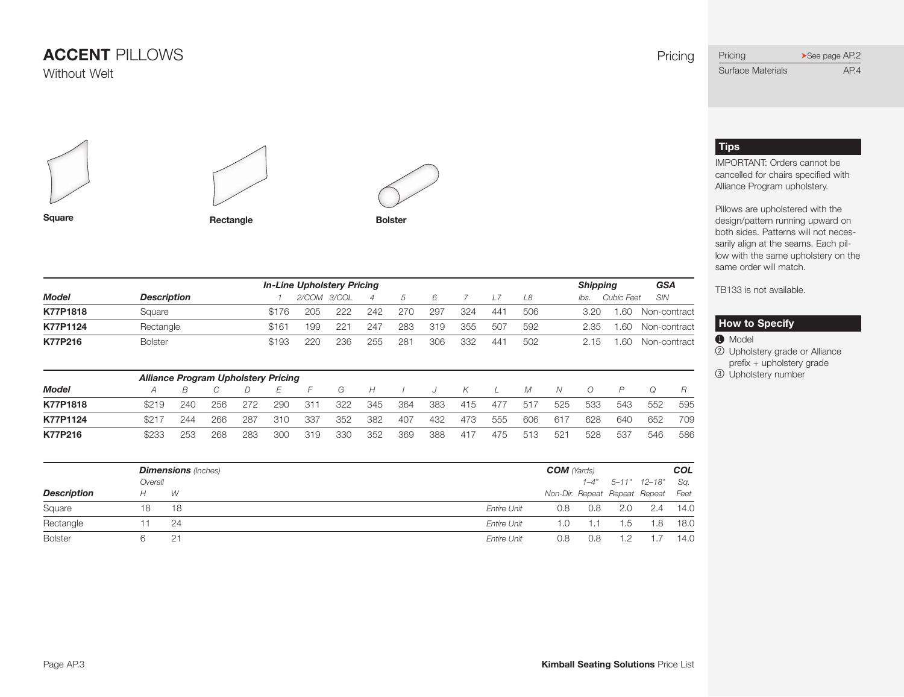# **ACCENT** PILLOWS

Without Welt

Pricing

| | |
|---|---|
| Pricing | ➤See page AP.2 |
| Surface Materials | AP.4 |

**Square** **Rectangle** **Bolster**

| Model | Description | *In-Line Upholstery Pricing* 1 | 2/COM | 3/COL | 4 | 5 | 6 | 7 | L7 | L8 | *Shipping* lbs. | Cubic Feet | *GSA* SIN |
|---|---|---|---|---|---|---|---|---|---|---|---|---|---|
| **K77P1818** | Square | $176 | 205 | 222 | 242 | 270 | 297 | 324 | 441 | 506 | 3.20 | 1.60 | Non-contract |
| **K77P1124** | Rectangle | $161 | 199 | 221 | 247 | 283 | 319 | 355 | 507 | 592 | 2.35 | 1.60 | Non-contract |
| **K77P216** | Bolster | $193 | 220 | 236 | 255 | 281 | 306 | 332 | 441 | 502 | 2.15 | 1.60 | Non-contract |

| Model | *Alliance Program Upholstery Pricing* A | B | C | D | E | F | G | H | I | J | K | L | M | N | O | P | Q | R |
|---|---|---|---|---|---|---|---|---|---|---|---|---|---|---|---|---|---|---|
| **K77P1818** | $219 | 240 | 256 | 272 | 290 | 311 | 322 | 345 | 364 | 383 | 415 | 477 | 517 | 525 | 533 | 543 | 552 | 595 |
| **K77P1124** | $217 | 244 | 266 | 287 | 310 | 337 | 352 | 382 | 407 | 432 | 473 | 555 | 606 | 617 | 628 | 640 | 652 | 709 |
| **K77P216** | $233 | 253 | 268 | 283 | 300 | 319 | 330 | 352 | 369 | 388 | 417 | 475 | 513 | 521 | 528 | 537 | 546 | 586 |

| Description | *Dimensions* (Inches) Overall H | W | | *COM* (Yards) Non-Dir. | 1–4" Repeat | 5–11" Repeat | 12–18" Repeat | *COL* Sq. Feet |
|---|---|---|---|---|---|---|---|---|
| Square | 18 | 18 | *Entire Unit* | 0.8 | 0.8 | 2.0 | 2.4 | 14.0 |
| Rectangle | 11 | 24 | *Entire Unit* | 1.0 | 1.1 | 1.5 | 1.8 | 18.0 |
| Bolster | 6 | 21 | *Entire Unit* | 0.8 | 0.8 | 1.2 | 1.7 | 14.0 |

## Tips

IMPORTANT: Orders cannot be cancelled for chairs specified with Alliance Program upholstery.

Pillows are upholstered with the design/pattern running upward on both sides. Patterns will not necessarily align at the seams. Each pillow with the same upholstery on the same order will match.

TB133 is not available.

## How to Specify

1. Model
2. Upholstery grade or Alliance prefix + upholstery grade
3. Upholstery number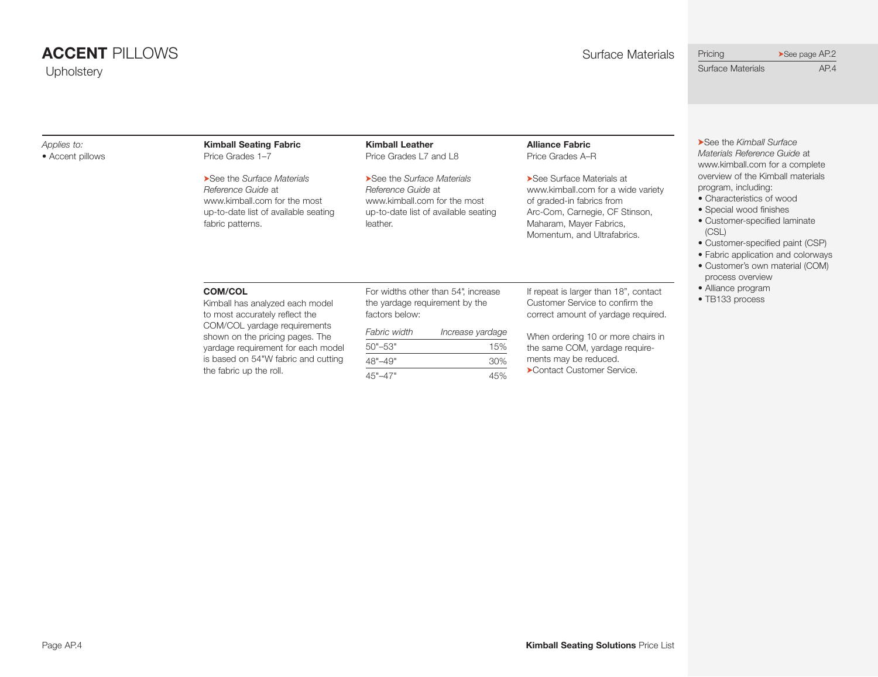# **ACCENT** PILLOWS

Upholstery

## Surface Materials

| Pricing | ➤See page AP.2 |
|---|---|
| Surface Materials | AP.4 |

*Applies to:*
- Accent pillows

**Kimball Seating Fabric**
Price Grades 1–7

➤See the *Surface Materials Reference Guide* at www.kimball.com for the most up-to-date list of available seating fabric patterns.

**Kimball Leather**
Price Grades L7 and L8

➤See the *Surface Materials Reference Guide* at www.kimball.com for the most up-to-date list of available seating leather.

**Alliance Fabric**
Price Grades A–R

➤See Surface Materials at www.kimball.com for a wide variety of graded-in fabrics from Arc-Com, Carnegie, CF Stinson, Maharam, Mayer Fabrics, Momentum, and Ultrafabrics.

**COM/COL**
Kimball has analyzed each model to most accurately reflect the COM/COL yardage requirements shown on the pricing pages. The yardage requirement for each model is based on 54"W fabric and cutting the fabric up the roll.

For widths other than 54", increase the yardage requirement by the factors below:

| *Fabric width* | *Increase yardage* |
|---|---|
| 50"–53" | 15% |
| 48"–49" | 30% |
| 45"–47" | 45% |

If repeat is larger than 18", contact Customer Service to confirm the correct amount of yardage required.

When ordering 10 or more chairs in the same COM, yardage requirements may be reduced.
➤Contact Customer Service.

➤See the *Kimball Surface Materials Reference Guide* at www.kimball.com for a complete overview of the Kimball materials program, including:
- Characteristics of wood
- Special wood finishes
- Customer-specified laminate (CSL)
- Customer-specified paint (CSP)
- Fabric application and colorways
- Customer's own material (COM) process overview
- Alliance program
- TB133 process